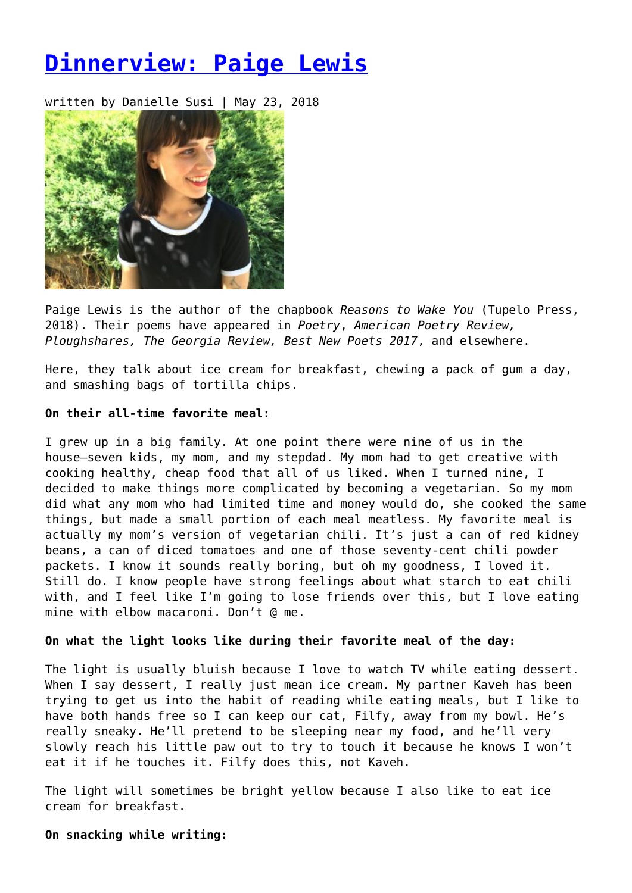# Dinnerview: Paige Lewis

written by Danielle Susi | May 23, 2018

Paige Lewis is the author of the chapbook *Reasons to Wake You* (Tupelo Press, 2018). Their poems have appeared in *Poetry*, *American Poetry Review, Ploughshares, The Georgia Review, Best New Poets 2017*, and elsewhere.

Here, they talk about ice cream for breakfast, chewing a pack of gum a day, and smashing bags of tortilla chips.

**On their all-time favorite meal:**

I grew up in a big family. At one point there were nine of us in the house—seven kids, my mom, and my stepdad. My mom had to get creative with cooking healthy, cheap food that all of us liked. When I turned nine, I decided to make things more complicated by becoming a vegetarian. So my mom did what any mom who had limited time and money would do, she cooked the same things, but made a small portion of each meal meatless. My favorite meal is actually my mom's version of vegetarian chili. It's just a can of red kidney beans, a can of diced tomatoes and one of those seventy-cent chili powder packets. I know it sounds really boring, but oh my goodness, I loved it. Still do. I know people have strong feelings about what starch to eat chili with, and I feel like I'm going to lose friends over this, but I love eating mine with elbow macaroni. Don't @ me.

**On what the light looks like during their favorite meal of the day:**

The light is usually bluish because I love to watch TV while eating dessert. When I say dessert, I really just mean ice cream. My partner Kaveh has been trying to get us into the habit of reading while eating meals, but I like to have both hands free so I can keep our cat, Filfy, away from my bowl. He's really sneaky. He'll pretend to be sleeping near my food, and he'll very slowly reach his little paw out to try to touch it because he knows I won't eat it if he touches it. Filfy does this, not Kaveh.

The light will sometimes be bright yellow because I also like to eat ice cream for breakfast.

**On snacking while writing:**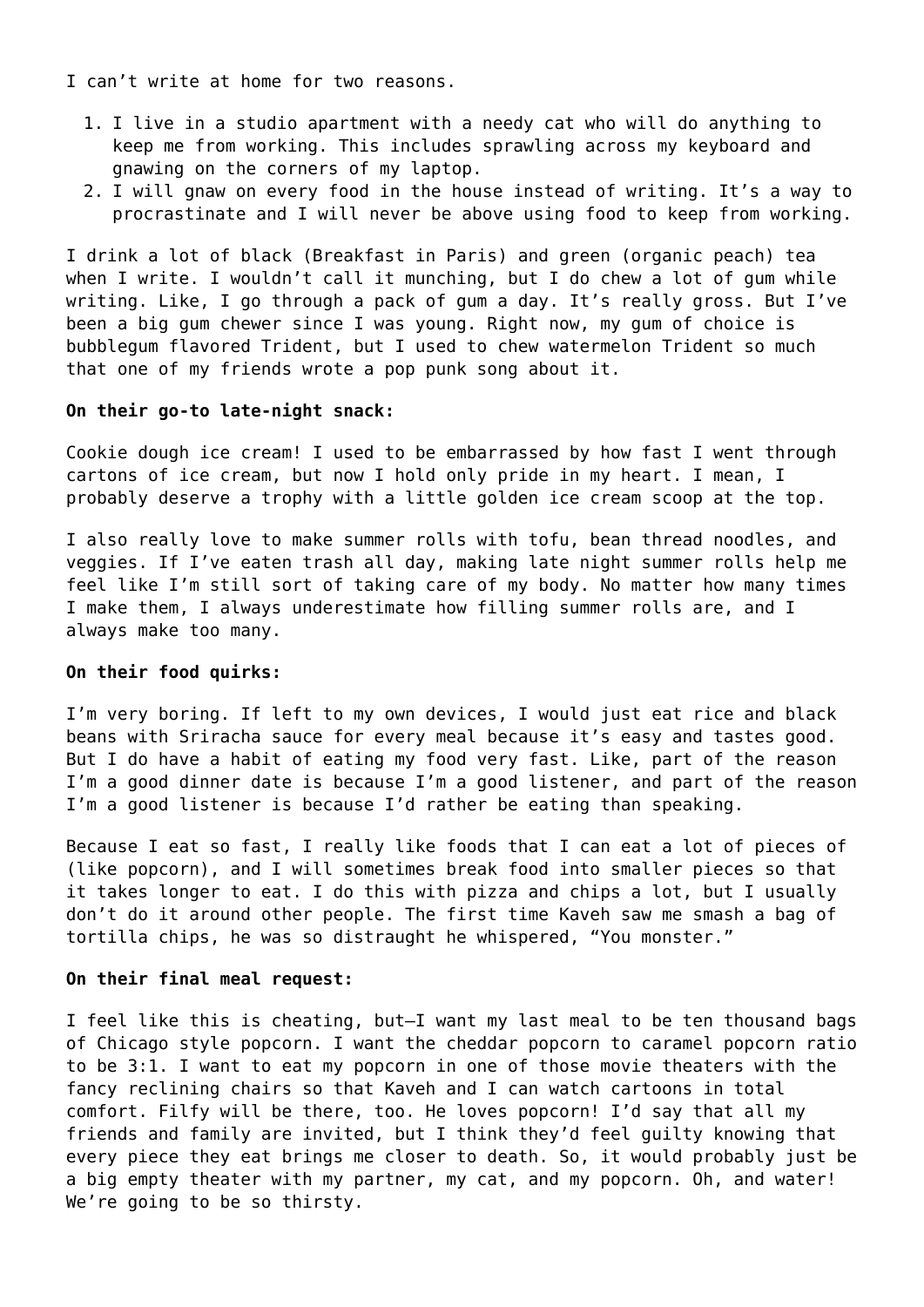I can't write at home for two reasons.

1. I live in a studio apartment with a needy cat who will do anything to keep me from working. This includes sprawling across my keyboard and gnawing on the corners of my laptop.
2. I will gnaw on every food in the house instead of writing. It's a way to procrastinate and I will never be above using food to keep from working.

I drink a lot of black (Breakfast in Paris) and green (organic peach) tea when I write. I wouldn't call it munching, but I do chew a lot of gum while writing. Like, I go through a pack of gum a day. It's really gross. But I've been a big gum chewer since I was young. Right now, my gum of choice is bubblegum flavored Trident, but I used to chew watermelon Trident so much that one of my friends wrote a pop punk song about it.

**On their go-to late-night snack:**

Cookie dough ice cream! I used to be embarrassed by how fast I went through cartons of ice cream, but now I hold only pride in my heart. I mean, I probably deserve a trophy with a little golden ice cream scoop at the top.

I also really love to make summer rolls with tofu, bean thread noodles, and veggies. If I've eaten trash all day, making late night summer rolls help me feel like I'm still sort of taking care of my body. No matter how many times I make them, I always underestimate how filling summer rolls are, and I always make too many.

**On their food quirks:**

I'm very boring. If left to my own devices, I would just eat rice and black beans with Sriracha sauce for every meal because it's easy and tastes good. But I do have a habit of eating my food very fast. Like, part of the reason I'm a good dinner date is because I'm a good listener, and part of the reason I'm a good listener is because I'd rather be eating than speaking.

Because I eat so fast, I really like foods that I can eat a lot of pieces of (like popcorn), and I will sometimes break food into smaller pieces so that it takes longer to eat. I do this with pizza and chips a lot, but I usually don't do it around other people. The first time Kaveh saw me smash a bag of tortilla chips, he was so distraught he whispered, "You monster."

**On their final meal request:**

I feel like this is cheating, but—I want my last meal to be ten thousand bags of Chicago style popcorn. I want the cheddar popcorn to caramel popcorn ratio to be 3:1. I want to eat my popcorn in one of those movie theaters with the fancy reclining chairs so that Kaveh and I can watch cartoons in total comfort. Filfy will be there, too. He loves popcorn! I'd say that all my friends and family are invited, but I think they'd feel guilty knowing that every piece they eat brings me closer to death. So, it would probably just be a big empty theater with my partner, my cat, and my popcorn. Oh, and water! We're going to be so thirsty.